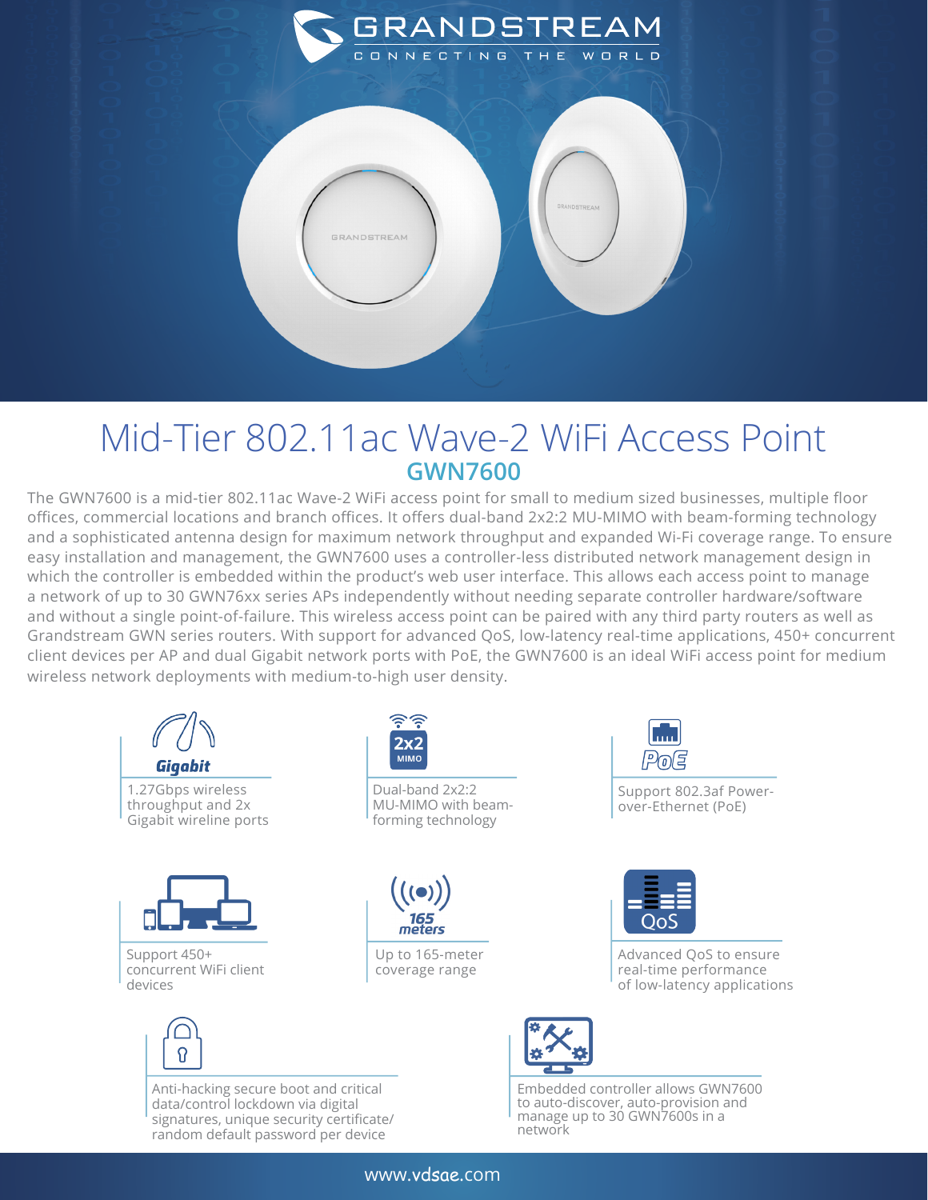GRANDSTREAM
CONNECTING THE WORLD

# Mid-Tier 802.11ac Wave-2 WiFi Access Point

## GWN7600

The GWN7600 is a mid-tier 802.11ac Wave-2 WiFi access point for small to medium sized businesses, multiple floor offices, commercial locations and branch offices. It offers dual-band 2x2:2 MU-MIMO with beam-forming technology and a sophisticated antenna design for maximum network throughput and expanded Wi-Fi coverage range. To ensure easy installation and management, the GWN7600 uses a controller-less distributed network management design in which the controller is embedded within the product's web user interface. This allows each access point to manage a network of up to 30 GWN76xx series APs independently without needing separate controller hardware/software and without a single point-of-failure. This wireless access point can be paired with any third party routers as well as Grandstream GWN series routers. With support for advanced QoS, low-latency real-time applications, 450+ concurrent client devices per AP and dual Gigabit network ports with PoE, the GWN7600 is an ideal WiFi access point for medium wireless network deployments with medium-to-high user density.

**Gigabit**

1.27Gbps wireless throughput and 2x Gigabit wireline ports

**2x2 MIMO**

Dual-band 2x2:2 MU-MIMO with beam-forming technology

**PoE**

Support 802.3af Power-over-Ethernet (PoE)

Support 450+ concurrent WiFi client devices

**165 meters**

Up to 165-meter coverage range

**QoS**

Advanced QoS to ensure real-time performance of low-latency applications

Anti-hacking secure boot and critical data/control lockdown via digital signatures, unique security certificate/ random default password per device

Embedded controller allows GWN7600 to auto-discover, auto-provision and manage up to 30 GWN7600s in a network

www.vdsae.com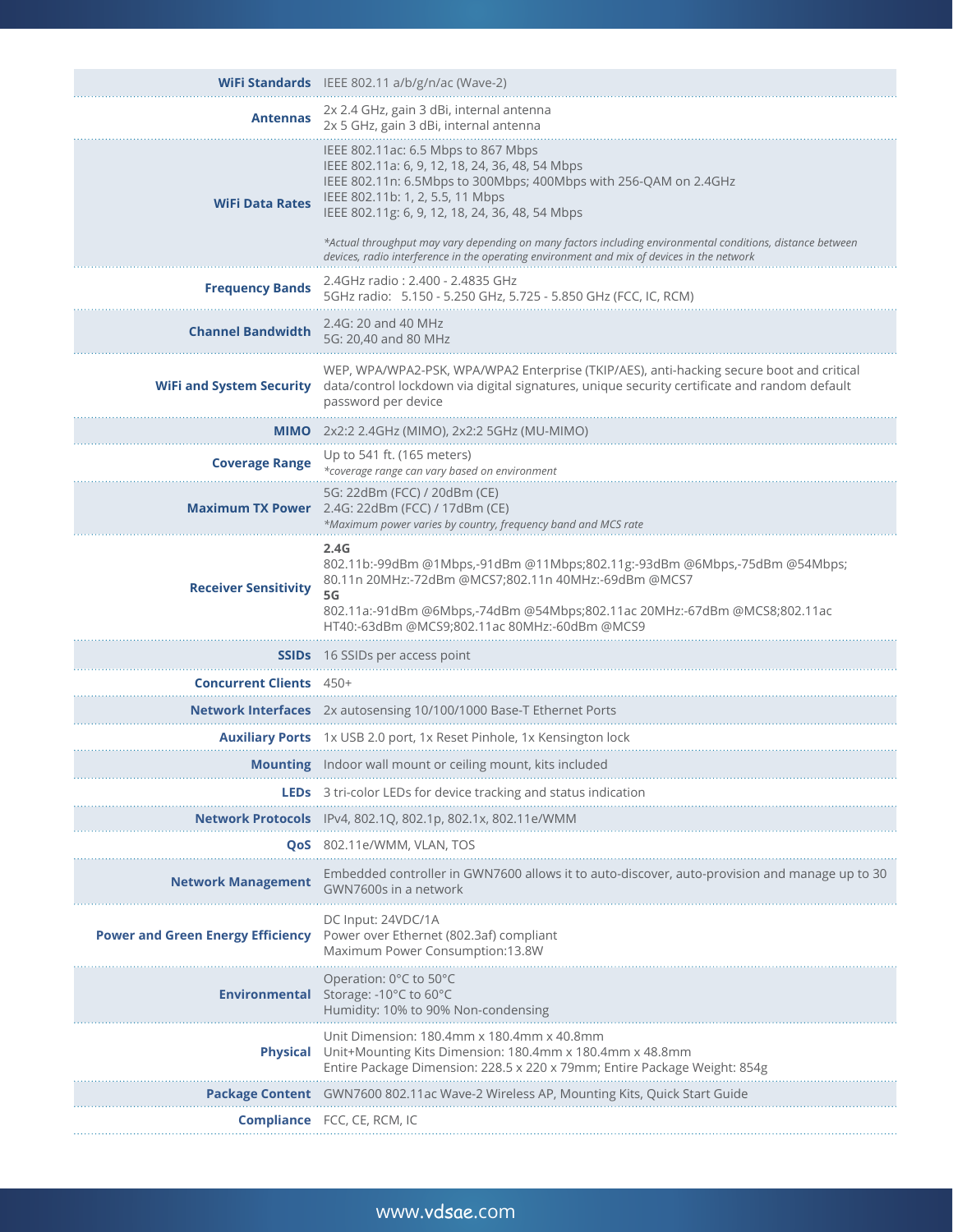| | |
|---|---|
| **WiFi Standards** | IEEE 802.11 a/b/g/n/ac (Wave-2) |
| **Antennas** | 2x 2.4 GHz, gain 3 dBi, internal antenna<br>2x 5 GHz, gain 3 dBi, internal antenna |
| **WiFi Data Rates** | IEEE 802.11ac: 6.5 Mbps to 867 Mbps<br>IEEE 802.11a: 6, 9, 12, 18, 24, 36, 48, 54 Mbps<br>IEEE 802.11n: 6.5Mbps to 300Mbps; 400Mbps with 256-QAM on 2.4GHz<br>IEEE 802.11b: 1, 2, 5.5, 11 Mbps<br>IEEE 802.11g: 6, 9, 12, 18, 24, 36, 48, 54 Mbps<br><br>*\*Actual throughput may vary depending on many factors including environmental conditions, distance between devices, radio interference in the operating environment and mix of devices in the network* |
| **Frequency Bands** | 2.4GHz radio : 2.400 - 2.4835 GHz<br>5GHz radio: 5.150 - 5.250 GHz, 5.725 - 5.850 GHz (FCC, IC, RCM) |
| **Channel Bandwidth** | 2.4G: 20 and 40 MHz<br>5G: 20,40 and 80 MHz |
| **WiFi and System Security** | WEP, WPA/WPA2-PSK, WPA/WPA2 Enterprise (TKIP/AES), anti-hacking secure boot and critical data/control lockdown via digital signatures, unique security certificate and random default password per device |
| **MIMO** | 2x2:2 2.4GHz (MIMO), 2x2:2 5GHz (MU-MIMO) |
| **Coverage Range** | Up to 541 ft. (165 meters)<br>*\*coverage range can vary based on environment* |
| **Maximum TX Power** | 5G: 22dBm (FCC) / 20dBm (CE)<br>2.4G: 22dBm (FCC) / 17dBm (CE)<br>*\*Maximum power varies by country, frequency band and MCS rate* |
| **Receiver Sensitivity** | **2.4G**<br>802.11b:-99dBm @1Mbps,-91dBm @11Mbps;802.11g:-93dBm @6Mbps,-75dBm @54Mbps;<br>80.11n 20MHz:-72dBm @MCS7;802.11n 40MHz:-69dBm @MCS7<br>**5G**<br>802.11a:-91dBm @6Mbps,-74dBm @54Mbps;802.11ac 20MHz:-67dBm @MCS8;802.11ac HT40:-63dBm @MCS9;802.11ac 80MHz:-60dBm @MCS9 |
| **SSIDs** | 16 SSIDs per access point |
| **Concurrent Clients** | 450+ |
| **Network Interfaces** | 2x autosensing 10/100/1000 Base-T Ethernet Ports |
| **Auxiliary Ports** | 1x USB 2.0 port, 1x Reset Pinhole, 1x Kensington lock |
| **Mounting** | Indoor wall mount or ceiling mount, kits included |
| **LEDs** | 3 tri-color LEDs for device tracking and status indication |
| **Network Protocols** | IPv4, 802.1Q, 802.1p, 802.1x, 802.11e/WMM |
| **QoS** | 802.11e/WMM, VLAN, TOS |
| **Network Management** | Embedded controller in GWN7600 allows it to auto-discover, auto-provision and manage up to 30 GWN7600s in a network |
| **Power and Green Energy Efficiency** | DC Input: 24VDC/1A<br>Power over Ethernet (802.3af) compliant<br>Maximum Power Consumption:13.8W |
| **Environmental** | Operation: 0°C to 50°C<br>Storage: -10°C to 60°C<br>Humidity: 10% to 90% Non-condensing |
| **Physical** | Unit Dimension: 180.4mm x 180.4mm x 40.8mm<br>Unit+Mounting Kits Dimension: 180.4mm x 180.4mm x 48.8mm<br>Entire Package Dimension: 228.5 x 220 x 79mm; Entire Package Weight: 854g |
| **Package Content** | GWN7600 802.11ac Wave-2 Wireless AP, Mounting Kits, Quick Start Guide |
| **Compliance** | FCC, CE, RCM, IC |

www.vdsae.com